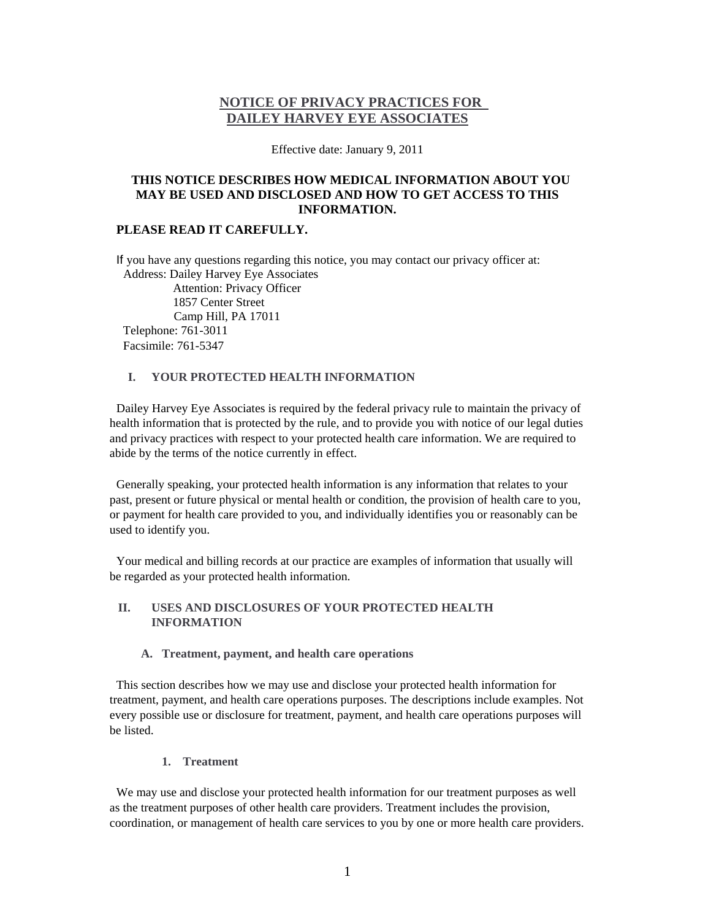# NOTICE OF PRIVACY PRACTICES FOR DAILEY HARVEY EYE ASSOCIATES

Effective date: January 9, 2011

**THIS NOTICE DESCRIBES HOW MEDICAL INFORMATION ABOUT YOU MAY BE USED AND DISCLOSED AND HOW TO GET ACCESS TO THIS INFORMATION.**

**PLEASE READ IT CAREFULLY.**

If you have any questions regarding this notice, you may contact our privacy officer at:

Address: Dailey Harvey Eye Associates
Attention: Privacy Officer
1857 Center Street
Camp Hill, PA 17011

Telephone: 761-3011
Facsimile: 761-5347

## I. YOUR PROTECTED HEALTH INFORMATION

Dailey Harvey Eye Associates is required by the federal privacy rule to maintain the privacy of health information that is protected by the rule, and to provide you with notice of our legal duties and privacy practices with respect to your protected health care information. We are required to abide by the terms of the notice currently in effect.

Generally speaking, your protected health information is any information that relates to your past, present or future physical or mental health or condition, the provision of health care to you, or payment for health care provided to you, and individually identifies you or reasonably can be used to identify you.

Your medical and billing records at our practice are examples of information that usually will be regarded as your protected health information.

## II. USES AND DISCLOSURES OF YOUR PROTECTED HEALTH INFORMATION

### A. Treatment, payment, and health care operations

This section describes how we may use and disclose your protected health information for treatment, payment, and health care operations purposes. The descriptions include examples. Not every possible use or disclosure for treatment, payment, and health care operations purposes will be listed.

#### 1. Treatment

We may use and disclose your protected health information for our treatment purposes as well as the treatment purposes of other health care providers. Treatment includes the provision, coordination, or management of health care services to you by one or more health care providers.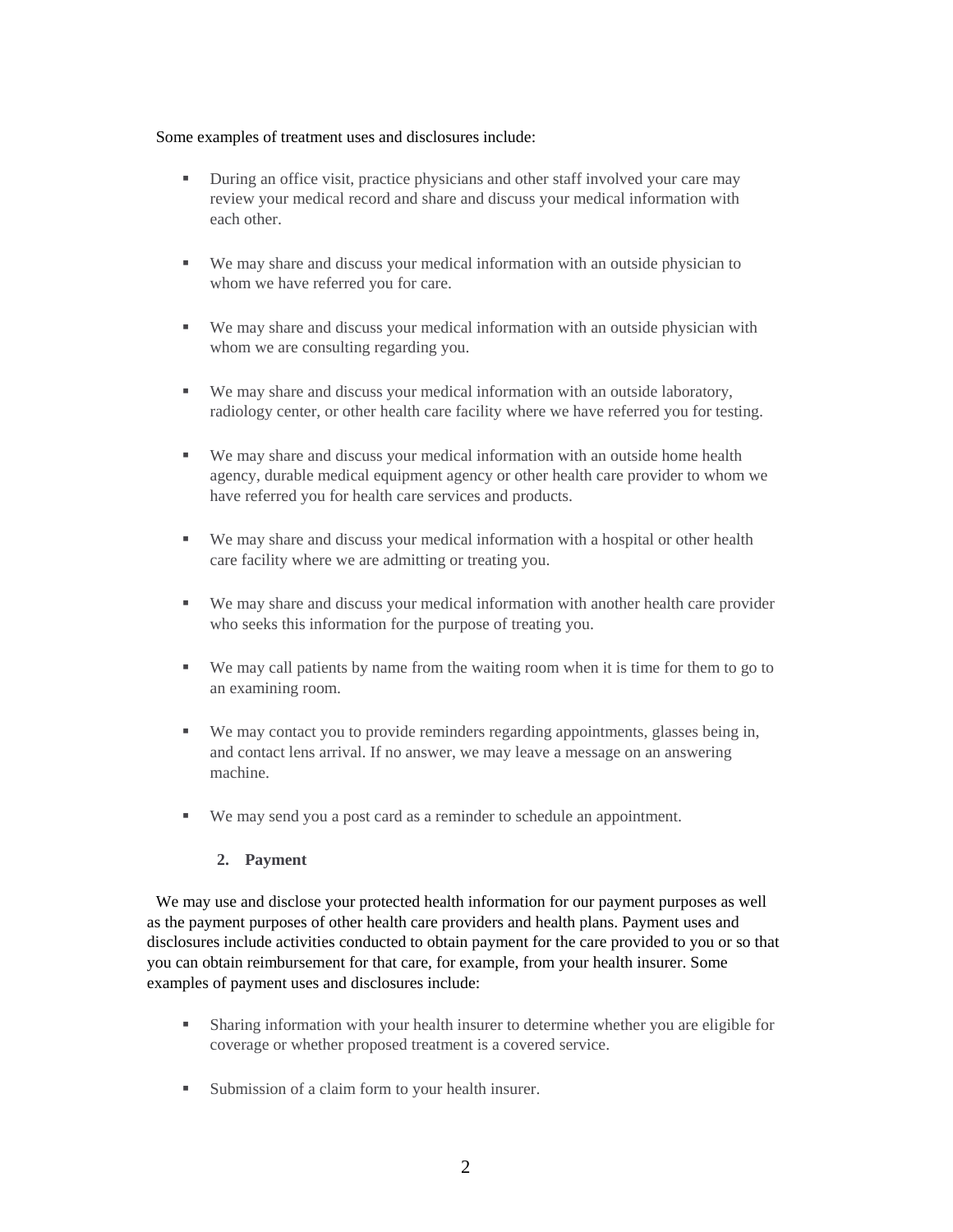Some examples of treatment uses and disclosures include:

- During an office visit, practice physicians and other staff involved your care may review your medical record and share and discuss your medical information with each other.
- We may share and discuss your medical information with an outside physician to whom we have referred you for care.
- We may share and discuss your medical information with an outside physician with whom we are consulting regarding you.
- We may share and discuss your medical information with an outside laboratory, radiology center, or other health care facility where we have referred you for testing.
- We may share and discuss your medical information with an outside home health agency, durable medical equipment agency or other health care provider to whom we have referred you for health care services and products.
- We may share and discuss your medical information with a hospital or other health care facility where we are admitting or treating you.
- We may share and discuss your medical information with another health care provider who seeks this information for the purpose of treating you.
- We may call patients by name from the waiting room when it is time for them to go to an examining room.
- We may contact you to provide reminders regarding appointments, glasses being in, and contact lens arrival. If no answer, we may leave a message on an answering machine.
- We may send you a post card as a reminder to schedule an appointment.

**2. Payment**

We may use and disclose your protected health information for our payment purposes as well as the payment purposes of other health care providers and health plans. Payment uses and disclosures include activities conducted to obtain payment for the care provided to you or so that you can obtain reimbursement for that care, for example, from your health insurer. Some examples of payment uses and disclosures include:

- Sharing information with your health insurer to determine whether you are eligible for coverage or whether proposed treatment is a covered service.
- Submission of a claim form to your health insurer.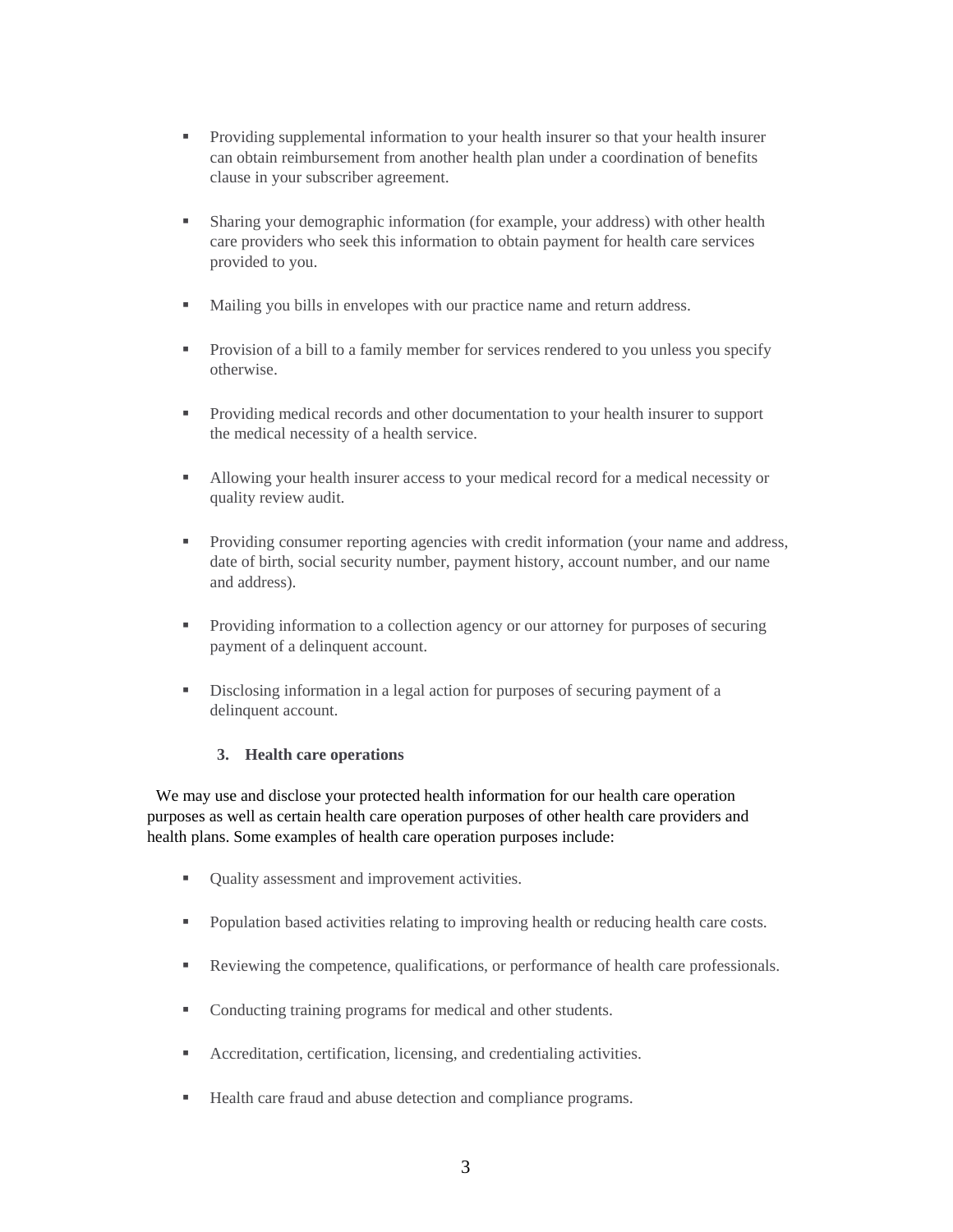- Providing supplemental information to your health insurer so that your health insurer can obtain reimbursement from another health plan under a coordination of benefits clause in your subscriber agreement.

- Sharing your demographic information (for example, your address) with other health care providers who seek this information to obtain payment for health care services provided to you.

- Mailing you bills in envelopes with our practice name and return address.

- Provision of a bill to a family member for services rendered to you unless you specify otherwise.

- Providing medical records and other documentation to your health insurer to support the medical necessity of a health service.

- Allowing your health insurer access to your medical record for a medical necessity or quality review audit.

- Providing consumer reporting agencies with credit information (your name and address, date of birth, social security number, payment history, account number, and our name and address).

- Providing information to a collection agency or our attorney for purposes of securing payment of a delinquent account.

- Disclosing information in a legal action for purposes of securing payment of a delinquent account.

**3. Health care operations**

We may use and disclose your protected health information for our health care operation purposes as well as certain health care operation purposes of other health care providers and health plans. Some examples of health care operation purposes include:

- Quality assessment and improvement activities.

- Population based activities relating to improving health or reducing health care costs.

- Reviewing the competence, qualifications, or performance of health care professionals.

- Conducting training programs for medical and other students.

- Accreditation, certification, licensing, and credentialing activities.

- Health care fraud and abuse detection and compliance programs.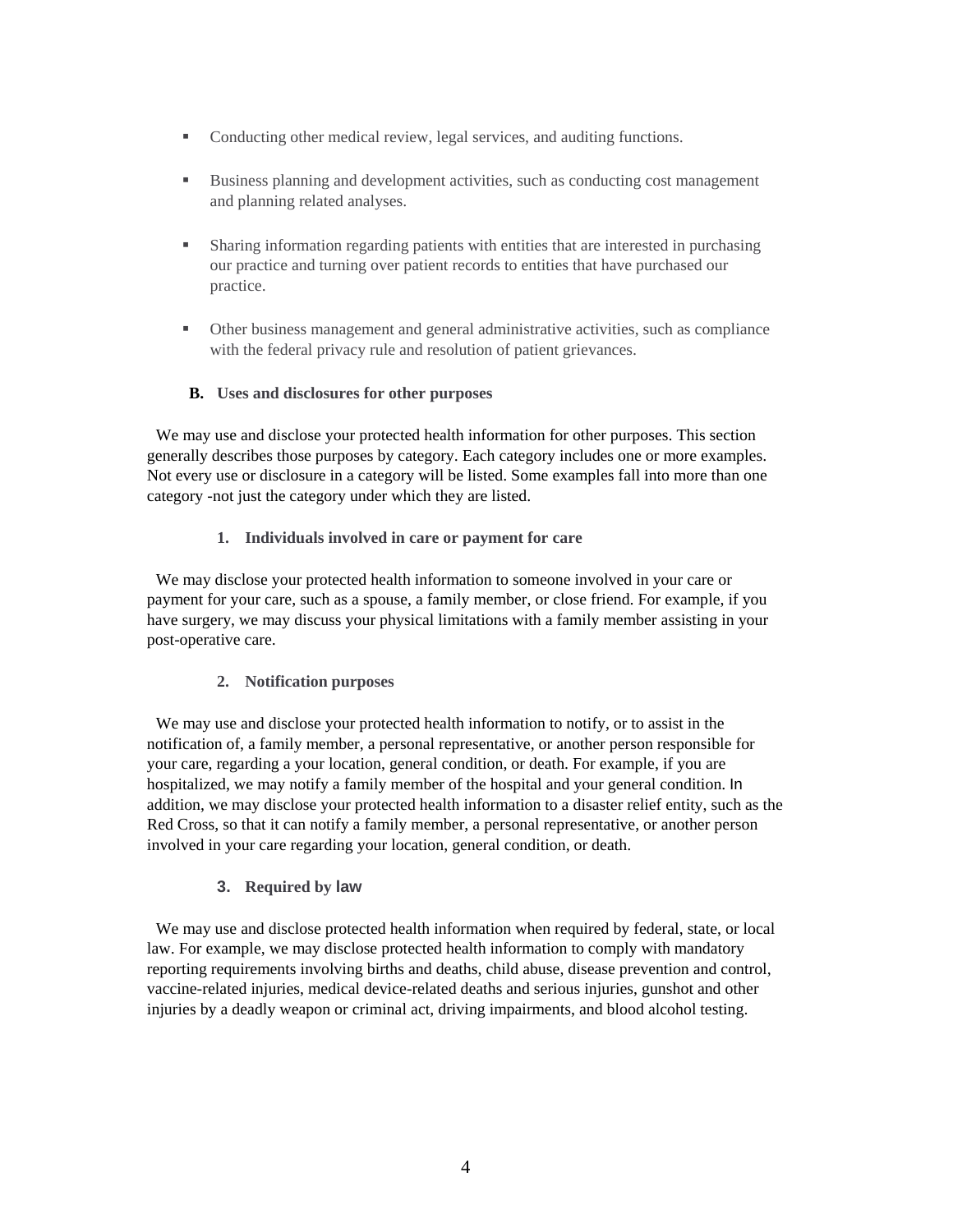- Conducting other medical review, legal services, and auditing functions.

- Business planning and development activities, such as conducting cost management and planning related analyses.

- Sharing information regarding patients with entities that are interested in purchasing our practice and turning over patient records to entities that have purchased our practice.

- Other business management and general administrative activities, such as compliance with the federal privacy rule and resolution of patient grievances.

### B. Uses and disclosures for other purposes

We may use and disclose your protected health information for other purposes. This section generally describes those purposes by category. Each category includes one or more examples. Not every use or disclosure in a category will be listed. Some examples fall into more than one category -not just the category under which they are listed.

#### 1. Individuals involved in care or payment for care

We may disclose your protected health information to someone involved in your care or payment for your care, such as a spouse, a family member, or close friend. For example, if you have surgery, we may discuss your physical limitations with a family member assisting in your post-operative care.

#### 2. Notification purposes

We may use and disclose your protected health information to notify, or to assist in the notification of, a family member, a personal representative, or another person responsible for your care, regarding a your location, general condition, or death. For example, if you are hospitalized, we may notify a family member of the hospital and your general condition. In addition, we may disclose your protected health information to a disaster relief entity, such as the Red Cross, so that it can notify a family member, a personal representative, or another person involved in your care regarding your location, general condition, or death.

#### 3. Required by law

We may use and disclose protected health information when required by federal, state, or local law. For example, we may disclose protected health information to comply with mandatory reporting requirements involving births and deaths, child abuse, disease prevention and control, vaccine-related injuries, medical device-related deaths and serious injuries, gunshot and other injuries by a deadly weapon or criminal act, driving impairments, and blood alcohol testing.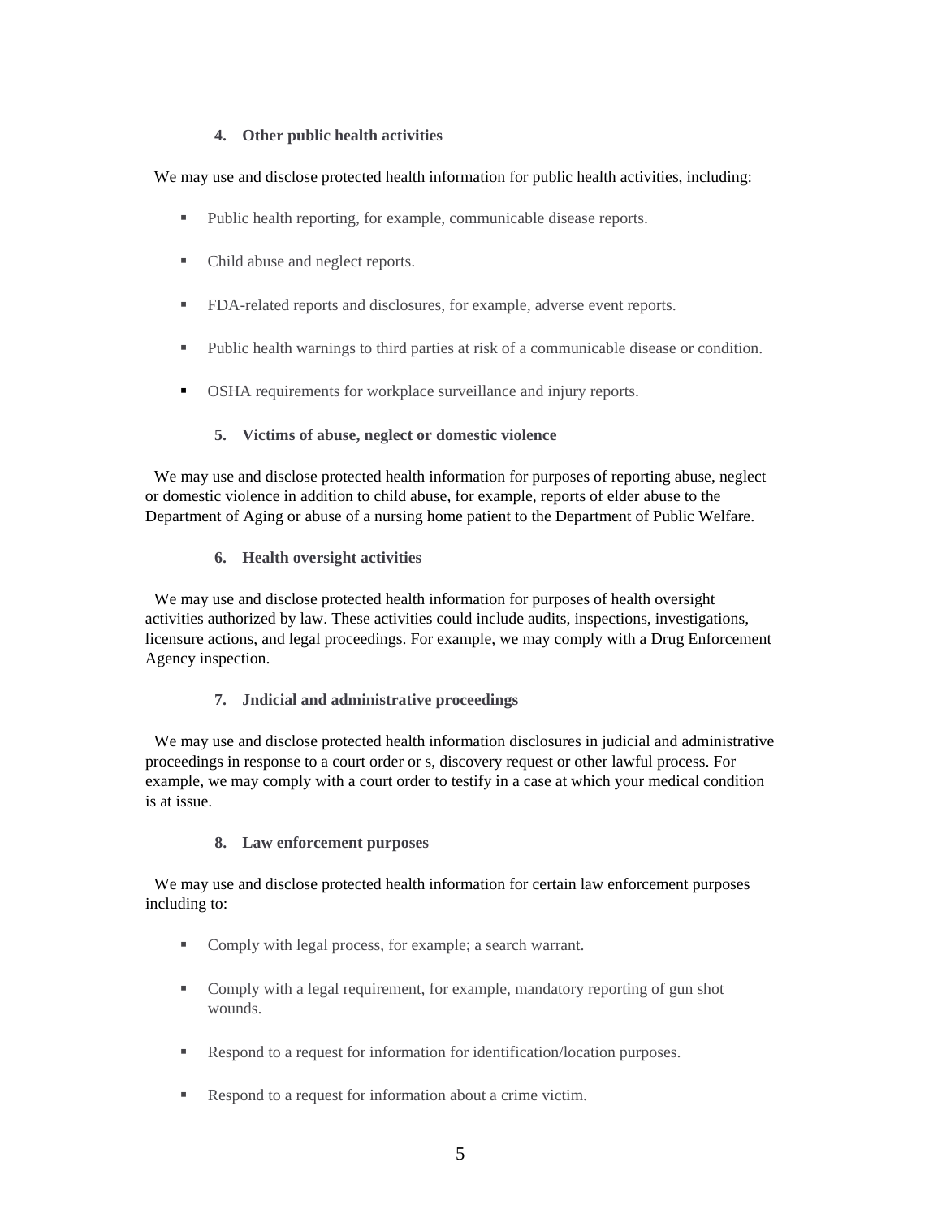#### 4. Other public health activities

We may use and disclose protected health information for public health activities, including:

- Public health reporting, for example, communicable disease reports.
- Child abuse and neglect reports.
- FDA-related reports and disclosures, for example, adverse event reports.
- Public health warnings to third parties at risk of a communicable disease or condition.
- OSHA requirements for workplace surveillance and injury reports.

#### 5. Victims of abuse, neglect or domestic violence

We may use and disclose protected health information for purposes of reporting abuse, neglect or domestic violence in addition to child abuse, for example, reports of elder abuse to the Department of Aging or abuse of a nursing home patient to the Department of Public Welfare.

#### 6. Health oversight activities

We may use and disclose protected health information for purposes of health oversight activities authorized by law. These activities could include audits, inspections, investigations, licensure actions, and legal proceedings. For example, we may comply with a Drug Enforcement Agency inspection.

#### 7. Jndicial and administrative proceedings

We may use and disclose protected health information disclosures in judicial and administrative proceedings in response to a court order or s, discovery request or other lawful process. For example, we may comply with a court order to testify in a case at which your medical condition is at issue.

#### 8. Law enforcement purposes

We may use and disclose protected health information for certain law enforcement purposes including to:

- Comply with legal process, for example; a search warrant.
- Comply with a legal requirement, for example, mandatory reporting of gun shot wounds.
- Respond to a request for information for identification/location purposes.
- Respond to a request for information about a crime victim.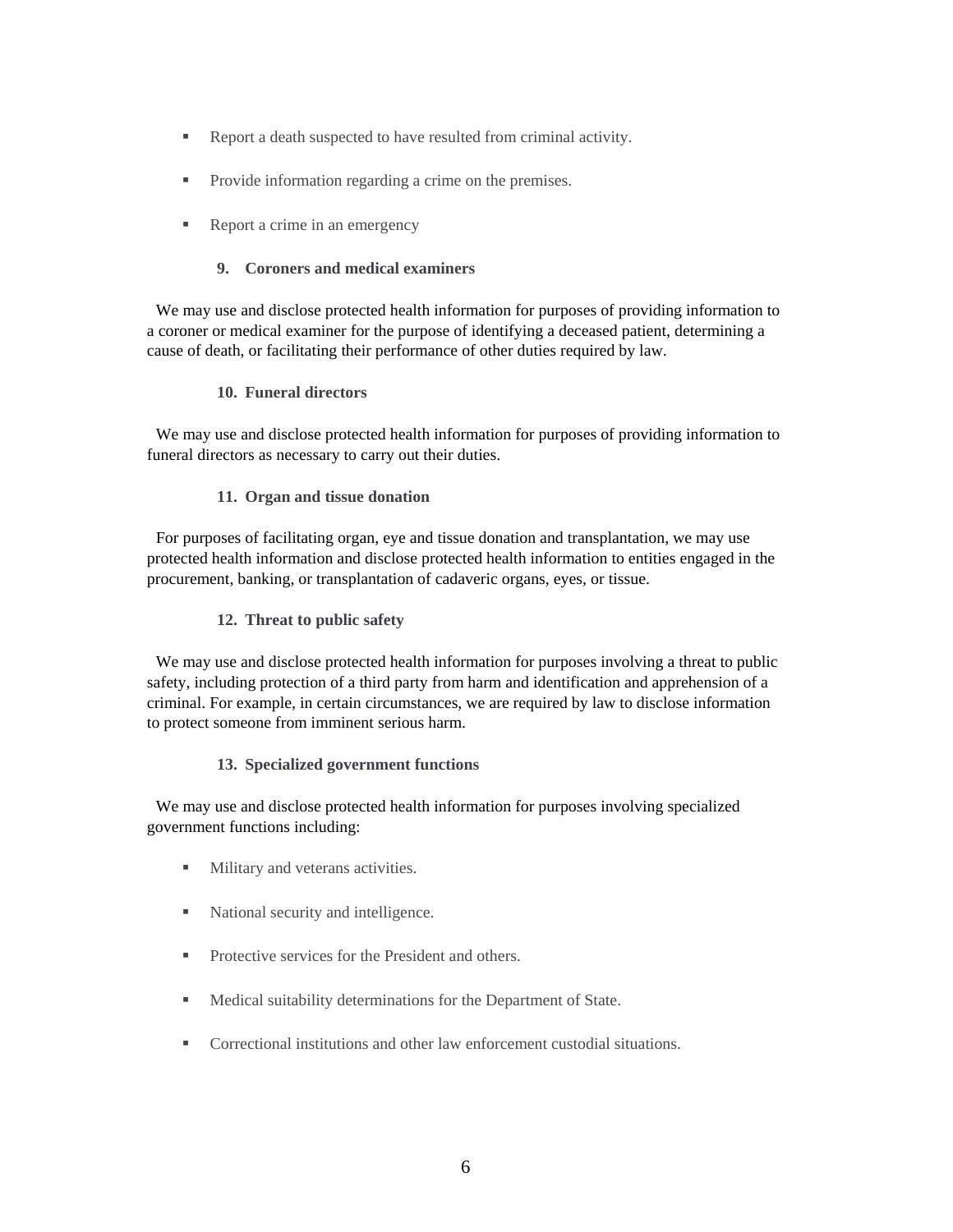- Report a death suspected to have resulted from criminal activity.
- Provide information regarding a crime on the premises.
- Report a crime in an emergency

### 9. Coroners and medical examiners

We may use and disclose protected health information for purposes of providing information to a coroner or medical examiner for the purpose of identifying a deceased patient, determining a cause of death, or facilitating their performance of other duties required by law.

### 10. Funeral directors

We may use and disclose protected health information for purposes of providing information to funeral directors as necessary to carry out their duties.

### 11. Organ and tissue donation

For purposes of facilitating organ, eye and tissue donation and transplantation, we may use protected health information and disclose protected health information to entities engaged in the procurement, banking, or transplantation of cadaveric organs, eyes, or tissue.

### 12. Threat to public safety

We may use and disclose protected health information for purposes involving a threat to public safety, including protection of a third party from harm and identification and apprehension of a criminal. For example, in certain circumstances, we are required by law to disclose information to protect someone from imminent serious harm.

### 13. Specialized government functions

We may use and disclose protected health information for purposes involving specialized government functions including:

- Military and veterans activities.
- National security and intelligence.
- Protective services for the President and others.
- Medical suitability determinations for the Department of State.
- Correctional institutions and other law enforcement custodial situations.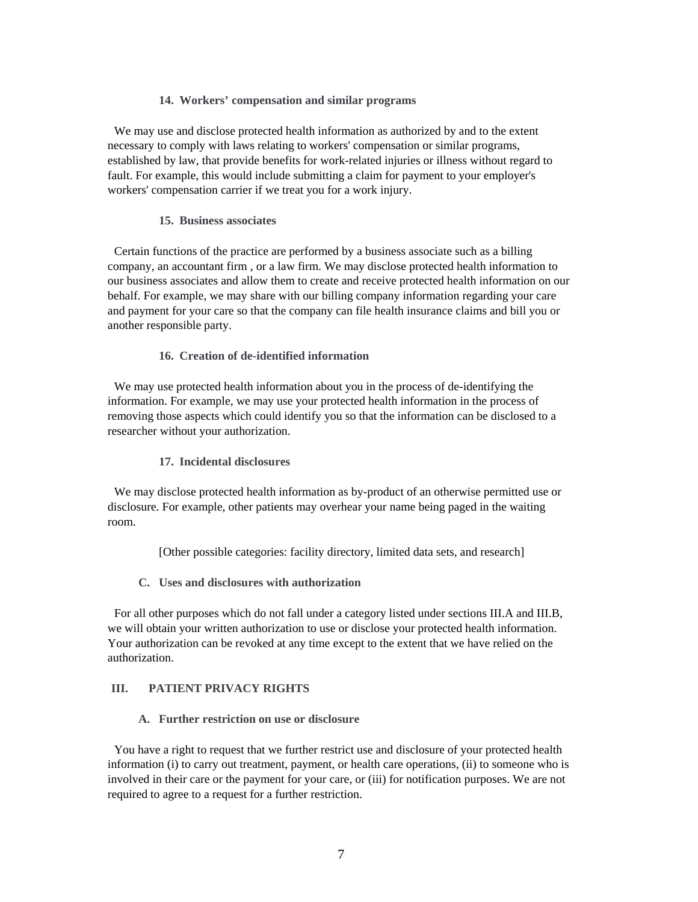#### 14. Workers' compensation and similar programs

We may use and disclose protected health information as authorized by and to the extent necessary to comply with laws relating to workers' compensation or similar programs, established by law, that provide benefits for work-related injuries or illness without regard to fault. For example, this would include submitting a claim for payment to your employer's workers' compensation carrier if we treat you for a work injury.

#### 15. Business associates

Certain functions of the practice are performed by a business associate such as a billing company, an accountant firm , or a law firm. We may disclose protected health information to our business associates and allow them to create and receive protected health information on our behalf. For example, we may share with our billing company information regarding your care and payment for your care so that the company can file health insurance claims and bill you or another responsible party.

#### 16. Creation of de-identified information

We may use protected health information about you in the process of de-identifying the information. For example, we may use your protected health information in the process of removing those aspects which could identify you so that the information can be disclosed to a researcher without your authorization.

#### 17. Incidental disclosures

We may disclose protected health information as by-product of an otherwise permitted use or disclosure. For example, other patients may overhear your name being paged in the waiting room.

[Other possible categories: facility directory, limited data sets, and research]

### C. Uses and disclosures with authorization

For all other purposes which do not fall under a category listed under sections III.A and III.B, we will obtain your written authorization to use or disclose your protected health information. Your authorization can be revoked at any time except to the extent that we have relied on the authorization.

## III. PATIENT PRIVACY RIGHTS

### A. Further restriction on use or disclosure

You have a right to request that we further restrict use and disclosure of your protected health information (i) to carry out treatment, payment, or health care operations, (ii) to someone who is involved in their care or the payment for your care, or (iii) for notification purposes. We are not required to agree to a request for a further restriction.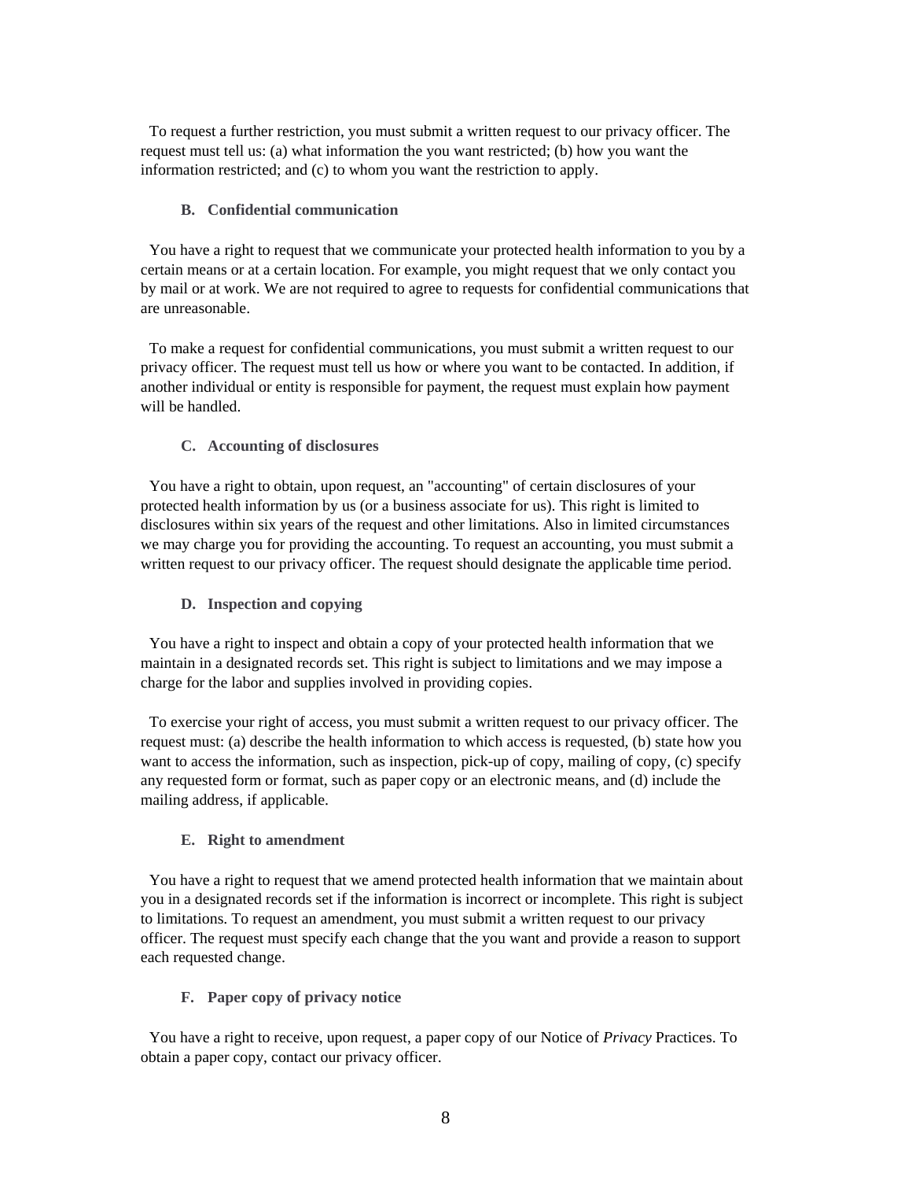To request a further restriction, you must submit a written request to our privacy officer. The request must tell us: (a) what information the you want restricted; (b) how you want the information restricted; and (c) to whom you want the restriction to apply.

### B. Confidential communication

You have a right to request that we communicate your protected health information to you by a certain means or at a certain location. For example, you might request that we only contact you by mail or at work. We are not required to agree to requests for confidential communications that are unreasonable.

To make a request for confidential communications, you must submit a written request to our privacy officer. The request must tell us how or where you want to be contacted. In addition, if another individual or entity is responsible for payment, the request must explain how payment will be handled.

### C. Accounting of disclosures

You have a right to obtain, upon request, an "accounting" of certain disclosures of your protected health information by us (or a business associate for us). This right is limited to disclosures within six years of the request and other limitations. Also in limited circumstances we may charge you for providing the accounting. To request an accounting, you must submit a written request to our privacy officer. The request should designate the applicable time period.

### D. Inspection and copying

You have a right to inspect and obtain a copy of your protected health information that we maintain in a designated records set. This right is subject to limitations and we may impose a charge for the labor and supplies involved in providing copies.

To exercise your right of access, you must submit a written request to our privacy officer. The request must: (a) describe the health information to which access is requested, (b) state how you want to access the information, such as inspection, pick-up of copy, mailing of copy, (c) specify any requested form or format, such as paper copy or an electronic means, and (d) include the mailing address, if applicable.

### E. Right to amendment

You have a right to request that we amend protected health information that we maintain about you in a designated records set if the information is incorrect or incomplete. This right is subject to limitations. To request an amendment, you must submit a written request to our privacy officer. The request must specify each change that the you want and provide a reason to support each requested change.

### F. Paper copy of privacy notice

You have a right to receive, upon request, a paper copy of our Notice of *Privacy* Practices. To obtain a paper copy, contact our privacy officer.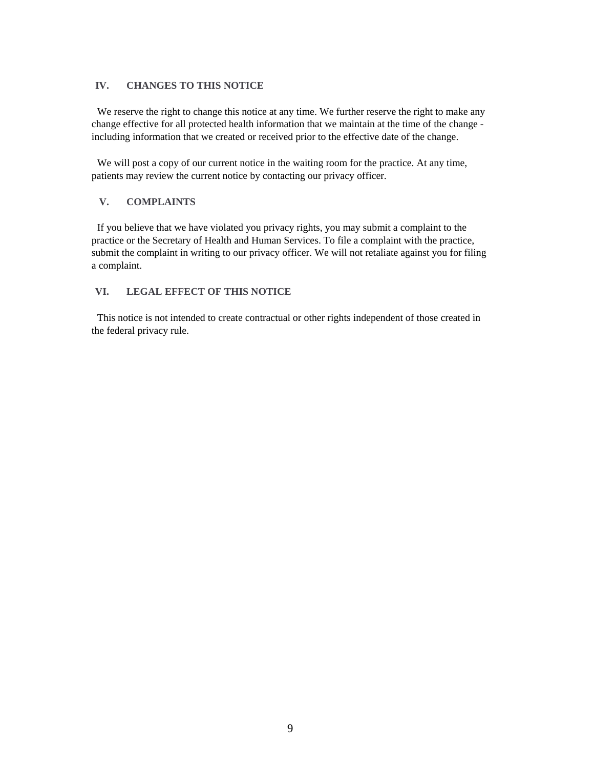## IV. CHANGES TO THIS NOTICE

We reserve the right to change this notice at any time. We further reserve the right to make any change effective for all protected health information that we maintain at the time of the change - including information that we created or received prior to the effective date of the change.

We will post a copy of our current notice in the waiting room for the practice. At any time, patients may review the current notice by contacting our privacy officer.

## V. COMPLAINTS

If you believe that we have violated you privacy rights, you may submit a complaint to the practice or the Secretary of Health and Human Services. To file a complaint with the practice, submit the complaint in writing to our privacy officer. We will not retaliate against you for filing a complaint.

## VI. LEGAL EFFECT OF THIS NOTICE

This notice is not intended to create contractual or other rights independent of those created in the federal privacy rule.